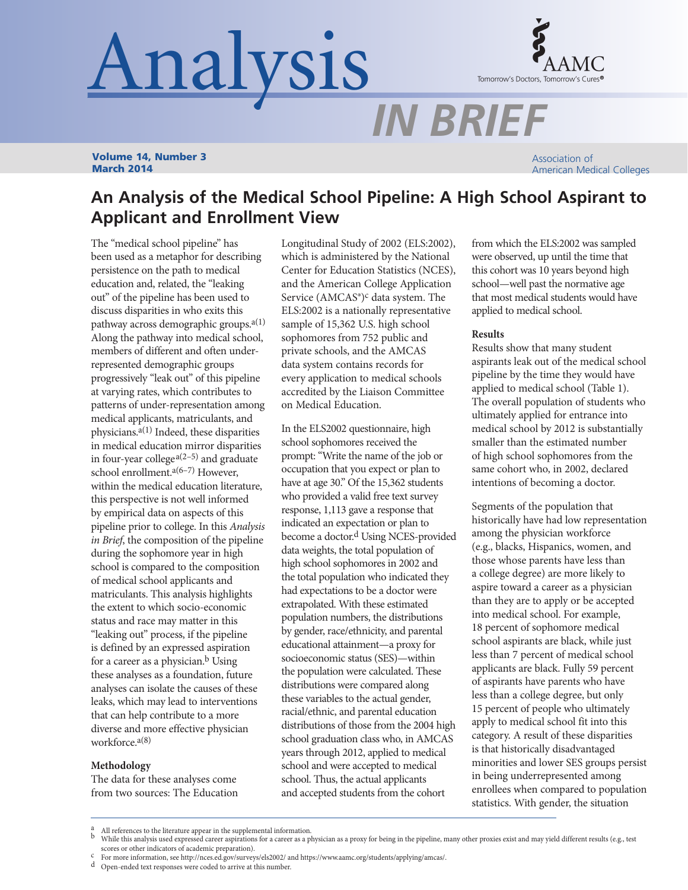# Analysis IN BRIEF

**Volume 14, Number 3**
**March 2014**

Association of American Medical Colleges

## An Analysis of the Medical School Pipeline: A High School Aspirant to Applicant and Enrollment View

The "medical school pipeline" has been used as a metaphor for describing persistence on the path to medical education and, related, the "leaking out" of the pipeline has been used to discuss disparities in who exits this pathway across demographic groups.[a(1)] Along the pathway into medical school, members of different and often under-represented demographic groups progressively "leak out" of this pipeline at varying rates, which contributes to patterns of under-representation among medical applicants, matriculants, and physicians.[a(1)] Indeed, these disparities in medical education mirror disparities in four-year college[a(2–5)] and graduate school enrollment.[a(6–7)] However, within the medical education literature, this perspective is not well informed by empirical data on aspects of this pipeline prior to college. In this *Analysis in Brief*, the composition of the pipeline during the sophomore year in high school is compared to the composition of medical school applicants and matriculants. This analysis highlights the extent to which socio-economic status and race may matter in this "leaking out" process, if the pipeline is defined by an expressed aspiration for a career as a physician.[b] Using these analyses as a foundation, future analyses can isolate the causes of these leaks, which may lead to interventions that can help contribute to a more diverse and more effective physician workforce.[a(8)]

### Methodology

The data for these analyses come from two sources: The Education Longitudinal Study of 2002 (ELS:2002), which is administered by the National Center for Education Statistics (NCES), and the American College Application Service (AMCAS®)[c] data system. The ELS:2002 is a nationally representative sample of 15,362 U.S. high school sophomores from 752 public and private schools, and the AMCAS data system contains records for every application to medical schools accredited by the Liaison Committee on Medical Education.

In the ELS2002 questionnaire, high school sophomores received the prompt: "Write the name of the job or occupation that you expect or plan to have at age 30." Of the 15,362 students who provided a valid free text survey response, 1,113 gave a response that indicated an expectation or plan to become a doctor.[d] Using NCES-provided data weights, the total population of high school sophomores in 2002 and the total population who indicated they had expectations to be a doctor were extrapolated. With these estimated population numbers, the distributions by gender, race/ethnicity, and parental educational attainment—a proxy for socioeconomic status (SES)—within the population were calculated. These distributions were compared along these variables to the actual gender, racial/ethnic, and parental education distributions of those from the 2004 high school graduation class who, in AMCAS years through 2012, applied to medical school and were accepted to medical school. Thus, the actual applicants and accepted students from the cohort from which the ELS:2002 was sampled were observed, up until the time that this cohort was 10 years beyond high school—well past the normative age that most medical students would have applied to medical school.

### Results

Results show that many student aspirants leak out of the medical school pipeline by the time they would have applied to medical school (Table 1). The overall population of students who ultimately applied for entrance into medical school by 2012 is substantially smaller than the estimated number of high school sophomores from the same cohort who, in 2002, declared intentions of becoming a doctor.

Segments of the population that historically have had low representation among the physician workforce (e.g., blacks, Hispanics, women, and those whose parents have less than a college degree) are more likely to aspire toward a career as a physician than they are to apply or be accepted into medical school. For example, 18 percent of sophomore medical school aspirants are black, while just less than 7 percent of medical school applicants are black. Fully 59 percent of aspirants have parents who have less than a college degree, but only 15 percent of people who ultimately apply to medical school fit into this category. A result of these disparities is that historically disadvantaged minorities and lower SES groups persist in being underrepresented among enrollees when compared to population statistics. With gender, the situation

---

[a] All references to the literature appear in the supplemental information.

[b] While this analysis used expressed career aspirations for a career as a physician as a proxy for being in the pipeline, many other proxies exist and may yield different results (e.g., test scores or other indicators of academic preparation).

[c] For more information, see http://nces.ed.gov/surveys/els2002/ and https://www.aamc.org/students/applying/amcas/.

[d] Open-ended text responses were coded to arrive at this number.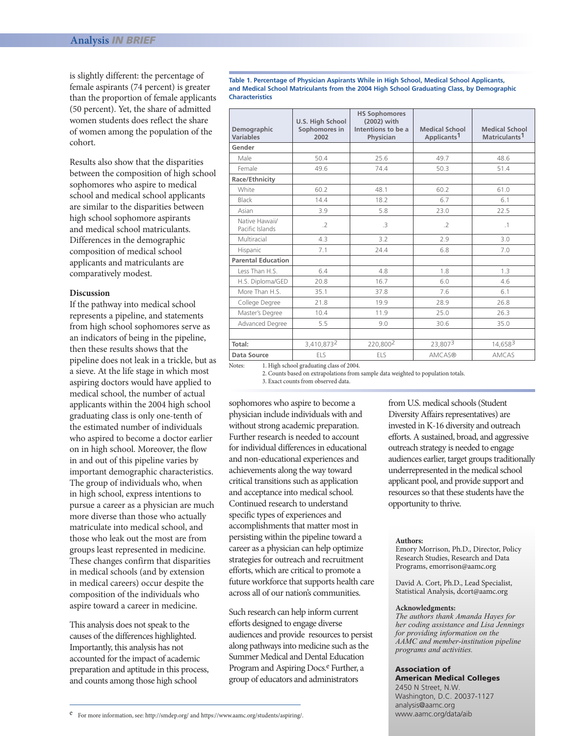is slightly different: the percentage of female aspirants (74 percent) is greater than the proportion of female applicants (50 percent). Yet, the share of admitted women students does reflect the share of women among the population of the cohort.

Results also show that the disparities between the composition of high school sophomores who aspire to medical school and medical school applicants are similar to the disparities between high school sophomore aspirants and medical school matriculants. Differences in the demographic composition of medical school applicants and matriculants are comparatively modest.

**Table 1. Percentage of Physician Aspirants While in High School, Medical School Applicants, and Medical School Matriculants from the 2004 High School Graduating Class, by Demographic Characteristics**

| Demographic Variables | U.S. High School Sophomores in 2002 | HS Sophomores (2002) with Intentions to be a Physician | Medical School Applicants[1] | Medical School Matriculants[1] |
|---|---|---|---|---|
| **Gender** | | | | |
| Male | 50.4 | 25.6 | 49.7 | 48.6 |
| Female | 49.6 | 74.4 | 50.3 | 51.4 |
| **Race/Ethnicity** | | | | |
| White | 60.2 | 48.1 | 60.2 | 61.0 |
| Black | 14.4 | 18.2 | 6.7 | 6.1 |
| Asian | 3.9 | 5.8 | 23.0 | 22.5 |
| Native Hawaii/ Pacific Islands | .2 | .3 | .2 | .1 |
| Multiracial | 4.3 | 3.2 | 2.9 | 3.0 |
| Hispanic | 7.1 | 24.4 | 6.8 | 7.0 |
| **Parental Education** | | | | |
| Less Than H.S. | 6.4 | 4.8 | 1.8 | 1.3 |
| H.S. Diploma/GED | 20.8 | 16.7 | 6.0 | 4.6 |
| More Than H.S. | 35.1 | 37.8 | 7.6 | 6.1 |
| College Degree | 21.8 | 19.9 | 28.9 | 26.8 |
| Master's Degree | 10.4 | 11.9 | 25.0 | 26.3 |
| Advanced Degree | 5.5 | 9.0 | 30.6 | 35.0 |
| | | | | |
| **Total:** | 3,410,873[2] | 220,800[2] | 23,807[3] | 14,658[3] |
| **Data Source** | ELS | ELS | AMCAS® | AMCAS |

Notes: 1. High school graduating class of 2004.
2. Counts based on extrapolations from sample data weighted to population totals.
3. Exact counts from observed data.

## Discussion

If the pathway into medical school represents a pipeline, and statements from high school sophomores serve as an indicators of being in the pipeline, then these results shows that the pipeline does not leak in a trickle, but as a sieve. At the life stage in which most aspiring doctors would have applied to medical school, the number of actual applicants within the 2004 high school graduating class is only one-tenth of the estimated number of individuals who aspired to become a doctor earlier on in high school. Moreover, the flow in and out of this pipeline varies by important demographic characteristics. The group of individuals who, when in high school, express intentions to pursue a career as a physician are much more diverse than those who actually matriculate into medical school, and those who leak out the most are from groups least represented in medicine. These changes confirm that disparities in medical schools (and by extension in medical careers) occur despite the composition of the individuals who aspire toward a career in medicine.

This analysis does not speak to the causes of the differences highlighted. Importantly, this analysis has not accounted for the impact of academic preparation and aptitude in this process, and counts among those high school sophomores who aspire to become a physician include individuals with and without strong academic preparation. Further research is needed to account for individual differences in educational and non-educational experiences and achievements along the way toward critical transitions such as application and acceptance into medical school. Continued research to understand specific types of experiences and accomplishments that matter most in persisting within the pipeline toward a career as a physician can help optimize strategies for outreach and recruitment efforts, which are critical to promote a future workforce that supports health care across all of our nation's communities.

Such research can help inform current efforts designed to engage diverse audiences and provide resources to persist along pathways into medicine such as the Summer Medical and Dental Education Program and Aspiring Docs.[e] Further, a group of educators and administrators from U.S. medical schools (Student Diversity Affairs representatives) are invested in K-16 diversity and outreach efforts. A sustained, broad, and aggressive outreach strategy is needed to engage audiences earlier, target groups traditionally underrepresented in the medical school applicant pool, and provide support and resources so that these students have the opportunity to thrive.

**Authors:**
Emory Morrison, Ph.D., Director, Policy Research Studies, Research and Data Programs, emorrison@aamc.org

David A. Cort, Ph.D., Lead Specialist, Statistical Analysis, dcort@aamc.org

**Acknowledgments:**
*The authors thank Amanda Hayes for her coding assistance and Lisa Jennings for providing information on the AAMC and member-institution pipeline programs and activities.*

**Association of American Medical Colleges**
2450 N Street, N.W.
Washington, D.C. 20037-1127
analysis@aamc.org
www.aamc.org/data/aib

[e] For more information, see: http://smdep.org/ and https://www.aamc.org/students/aspiring/.